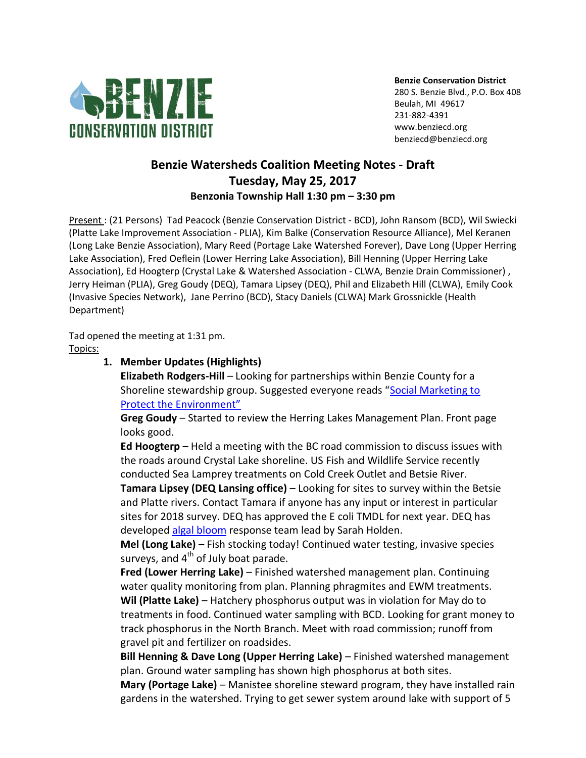**BENZIE CONSERVATION DISTRICT**

**Benzie Conservation District**
280 S. Benzie Blvd., P.O. Box 408
Beulah, MI 49617
231-882-4391
www.benziecd.org
benziecd@benziecd.org

# Benzie Watersheds Coalition Meeting Notes - Draft

## Tuesday, May 25, 2017

### Benzonia Township Hall 1:30 pm – 3:30 pm

Present : (21 Persons) Tad Peacock (Benzie Conservation District - BCD), John Ransom (BCD), Wil Swiecki (Platte Lake Improvement Association - PLIA), Kim Balke (Conservation Resource Alliance), Mel Keranen (Long Lake Benzie Association), Mary Reed (Portage Lake Watershed Forever), Dave Long (Upper Herring Lake Association), Fred Oeflein (Lower Herring Lake Association), Bill Henning (Upper Herring Lake Association), Ed Hoogterp (Crystal Lake & Watershed Association - CLWA, Benzie Drain Commissioner) , Jerry Heiman (PLIA), Greg Goudy (DEQ), Tamara Lipsey (DEQ), Phil and Elizabeth Hill (CLWA), Emily Cook (Invasive Species Network), Jane Perrino (BCD), Stacy Daniels (CLWA) Mark Grossnickle (Health Department)

Tad opened the meeting at 1:31 pm.

Topics:

1. **Member Updates (Highlights)**

   **Elizabeth Rodgers-Hill** – Looking for partnerships within Benzie County for a Shoreline stewardship group. Suggested everyone reads "Social Marketing to Protect the Environment"

   **Greg Goudy** – Started to review the Herring Lakes Management Plan. Front page looks good.

   **Ed Hoogterp** – Held a meeting with the BC road commission to discuss issues with the roads around Crystal Lake shoreline. US Fish and Wildlife Service recently conducted Sea Lamprey treatments on Cold Creek Outlet and Betsie River.

   **Tamara Lipsey (DEQ Lansing office)** – Looking for sites to survey within the Betsie and Platte rivers. Contact Tamara if anyone has any input or interest in particular sites for 2018 survey. DEQ has approved the E coli TMDL for next year. DEQ has developed algal bloom response team lead by Sarah Holden.

   **Mel (Long Lake)** – Fish stocking today! Continued water testing, invasive species surveys, and 4th of July boat parade.

   **Fred (Lower Herring Lake)** – Finished watershed management plan. Continuing water quality monitoring from plan. Planning phragmites and EWM treatments.

   **Wil (Platte Lake)** – Hatchery phosphorus output was in violation for May do to treatments in food. Continued water sampling with BCD. Looking for grant money to track phosphorus in the North Branch. Meet with road commission; runoff from gravel pit and fertilizer on roadsides.

   **Bill Henning & Dave Long (Upper Herring Lake)** – Finished watershed management plan. Ground water sampling has shown high phosphorus at both sites.

   **Mary (Portage Lake)** – Manistee shoreline steward program, they have installed rain gardens in the watershed. Trying to get sewer system around lake with support of 5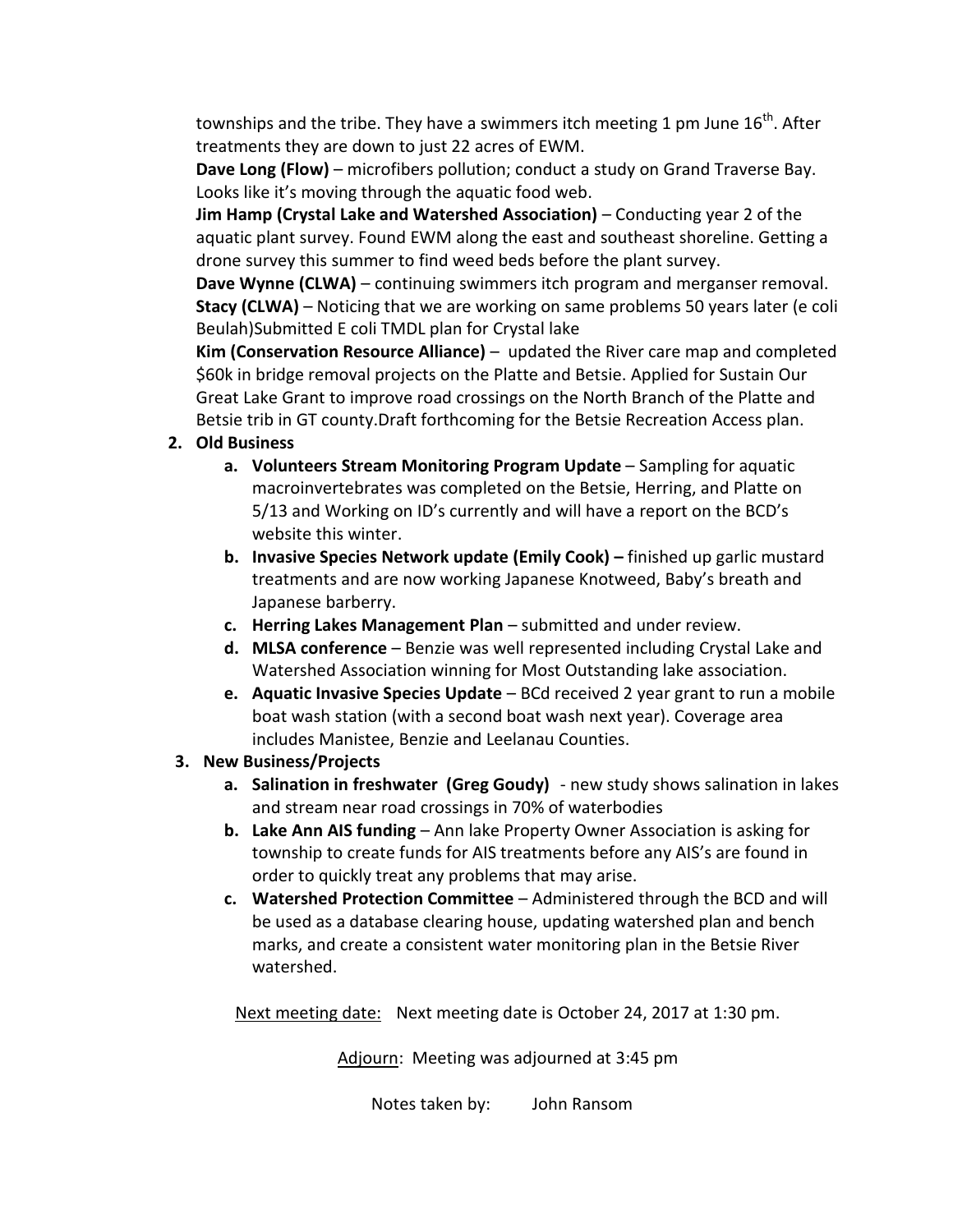townships and the tribe. They have a swimmers itch meeting 1 pm June 16$^{th}$. After treatments they are down to just 22 acres of EWM.

**Dave Long (Flow)** – microfibers pollution; conduct a study on Grand Traverse Bay. Looks like it's moving through the aquatic food web.

**Jim Hamp (Crystal Lake and Watershed Association)** – Conducting year 2 of the aquatic plant survey. Found EWM along the east and southeast shoreline. Getting a drone survey this summer to find weed beds before the plant survey.

**Dave Wynne (CLWA)** – continuing swimmers itch program and merganser removal.

**Stacy (CLWA)** – Noticing that we are working on same problems 50 years later (e coli Beulah)Submitted E coli TMDL plan for Crystal lake

**Kim (Conservation Resource Alliance)** – updated the River care map and completed $60k in bridge removal projects on the Platte and Betsie. Applied for Sustain Our Great Lake Grant to improve road crossings on the North Branch of the Platte and Betsie trib in GT county.Draft forthcoming for the Betsie Recreation Access plan.

2. **Old Business**
   a. **Volunteers Stream Monitoring Program Update** – Sampling for aquatic macroinvertebrates was completed on the Betsie, Herring, and Platte on 5/13 and Working on ID's currently and will have a report on the BCD's website this winter.
   b. **Invasive Species Network update (Emily Cook) –** finished up garlic mustard treatments and are now working Japanese Knotweed, Baby's breath and Japanese barberry.
   c. **Herring Lakes Management Plan** – submitted and under review.
   d. **MLSA conference** – Benzie was well represented including Crystal Lake and Watershed Association winning for Most Outstanding lake association.
   e. **Aquatic Invasive Species Update** – BCd received 2 year grant to run a mobile boat wash station (with a second boat wash next year). Coverage area includes Manistee, Benzie and Leelanau Counties.
3. **New Business/Projects**
   a. **Salination in freshwater (Greg Goudy)** - new study shows salination in lakes and stream near road crossings in 70% of waterbodies
   b. **Lake Ann AIS funding** – Ann lake Property Owner Association is asking for township to create funds for AIS treatments before any AIS's are found in order to quickly treat any problems that may arise.
   c. **Watershed Protection Committee** – Administered through the BCD and will be used as a database clearing house, updating watershed plan and bench marks, and create a consistent water monitoring plan in the Betsie River watershed.

Next meeting date: Next meeting date is October 24, 2017 at 1:30 pm.

Adjourn: Meeting was adjourned at 3:45 pm

Notes taken by: John Ransom